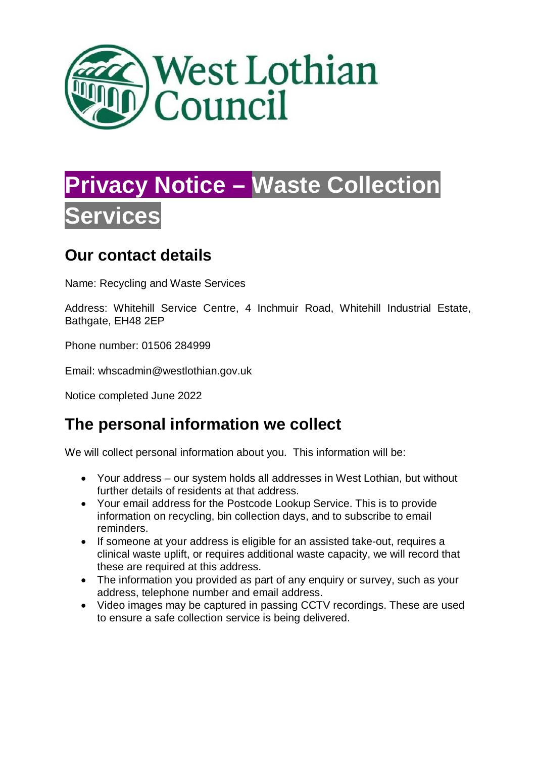West Lothian Council

# Privacy Notice – Waste Collection Services

## Our contact details

Name: Recycling and Waste Services

Address: Whitehill Service Centre, 4 Inchmuir Road, Whitehill Industrial Estate, Bathgate, EH48 2EP

Phone number: 01506 284999

Email: whscadmin@westlothian.gov.uk

Notice completed June 2022

## The personal information we collect

We will collect personal information about you. This information will be:

- Your address – our system holds all addresses in West Lothian, but without further details of residents at that address.
- Your email address for the Postcode Lookup Service. This is to provide information on recycling, bin collection days, and to subscribe to email reminders.
- If someone at your address is eligible for an assisted take-out, requires a clinical waste uplift, or requires additional waste capacity, we will record that these are required at this address.
- The information you provided as part of any enquiry or survey, such as your address, telephone number and email address.
- Video images may be captured in passing CCTV recordings. These are used to ensure a safe collection service is being delivered.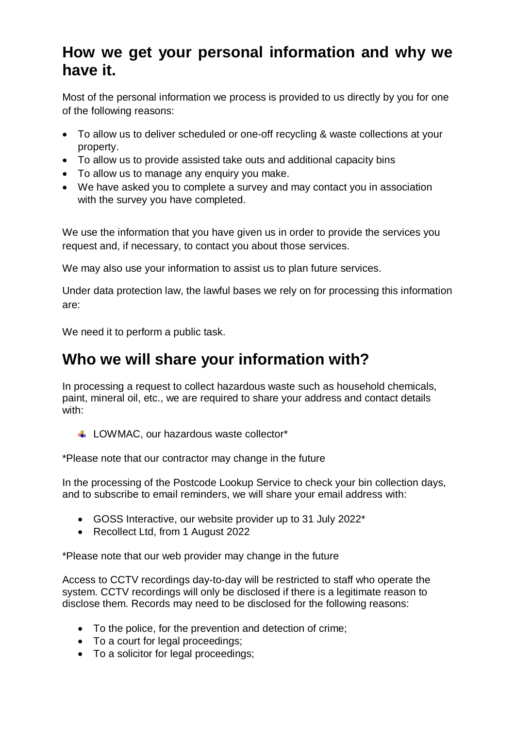## How we get your personal information and why we have it.

Most of the personal information we process is provided to us directly by you for one of the following reasons:

- To allow us to deliver scheduled or one-off recycling & waste collections at your property.
- To allow us to provide assisted take outs and additional capacity bins
- To allow us to manage any enquiry you make.
- We have asked you to complete a survey and may contact you in association with the survey you have completed.

We use the information that you have given us in order to provide the services you request and, if necessary, to contact you about those services.

We may also use your information to assist us to plan future services.

Under data protection law, the lawful bases we rely on for processing this information are:

We need it to perform a public task.

## Who we will share your information with?

In processing a request to collect hazardous waste such as household chemicals, paint, mineral oil, etc., we are required to share your address and contact details with:

- LOWMAC, our hazardous waste collector*

*Please note that our contractor may change in the future

In the processing of the Postcode Lookup Service to check your bin collection days, and to subscribe to email reminders, we will share your email address with:

- GOSS Interactive, our website provider up to 31 July 2022*
- Recollect Ltd, from 1 August 2022

*Please note that our web provider may change in the future

Access to CCTV recordings day-to-day will be restricted to staff who operate the system. CCTV recordings will only be disclosed if there is a legitimate reason to disclose them. Records may need to be disclosed for the following reasons:

- To the police, for the prevention and detection of crime;
- To a court for legal proceedings;
- To a solicitor for legal proceedings;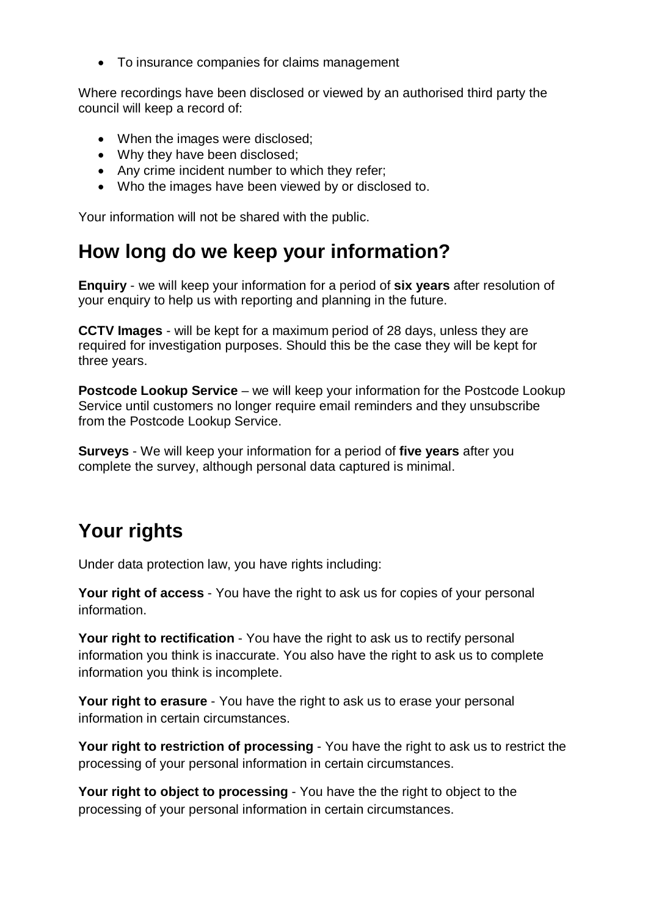- To insurance companies for claims management

Where recordings have been disclosed or viewed by an authorised third party the council will keep a record of:

- When the images were disclosed;
- Why they have been disclosed;
- Any crime incident number to which they refer;
- Who the images have been viewed by or disclosed to.

Your information will not be shared with the public.

## How long do we keep your information?

**Enquiry** - we will keep your information for a period of **six years** after resolution of your enquiry to help us with reporting and planning in the future.

**CCTV Images** - will be kept for a maximum period of 28 days, unless they are required for investigation purposes. Should this be the case they will be kept for three years.

**Postcode Lookup Service** – we will keep your information for the Postcode Lookup Service until customers no longer require email reminders and they unsubscribe from the Postcode Lookup Service.

**Surveys** - We will keep your information for a period of **five years** after you complete the survey, although personal data captured is minimal.

## Your rights

Under data protection law, you have rights including:

**Your right of access** - You have the right to ask us for copies of your personal information.

**Your right to rectification** - You have the right to ask us to rectify personal information you think is inaccurate. You also have the right to ask us to complete information you think is incomplete.

**Your right to erasure** - You have the right to ask us to erase your personal information in certain circumstances.

**Your right to restriction of processing** - You have the right to ask us to restrict the processing of your personal information in certain circumstances.

**Your right to object to processing** - You have the the right to object to the processing of your personal information in certain circumstances.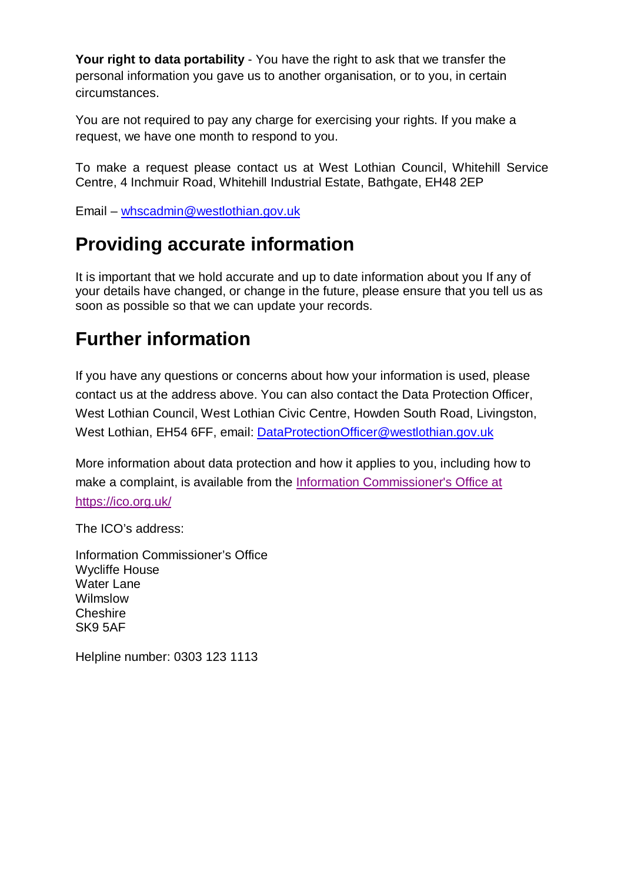**Your right to data portability** - You have the right to ask that we transfer the personal information you gave us to another organisation, or to you, in certain circumstances.

You are not required to pay any charge for exercising your rights. If you make a request, we have one month to respond to you.

To make a request please contact us at West Lothian Council, Whitehill Service Centre, 4 Inchmuir Road, Whitehill Industrial Estate, Bathgate, EH48 2EP

Email – whscadmin@westlothian.gov.uk

## Providing accurate information

It is important that we hold accurate and up to date information about you If any of your details have changed, or change in the future, please ensure that you tell us as soon as possible so that we can update your records.

## Further information

If you have any questions or concerns about how your information is used, please contact us at the address above. You can also contact the Data Protection Officer, West Lothian Council, West Lothian Civic Centre, Howden South Road, Livingston, West Lothian, EH54 6FF, email: DataProtectionOfficer@westlothian.gov.uk

More information about data protection and how it applies to you, including how to make a complaint, is available from the Information Commissioner's Office at https://ico.org.uk/

The ICO's address:

Information Commissioner's Office
Wycliffe House
Water Lane
Wilmslow
Cheshire
SK9 5AF

Helpline number: 0303 123 1113